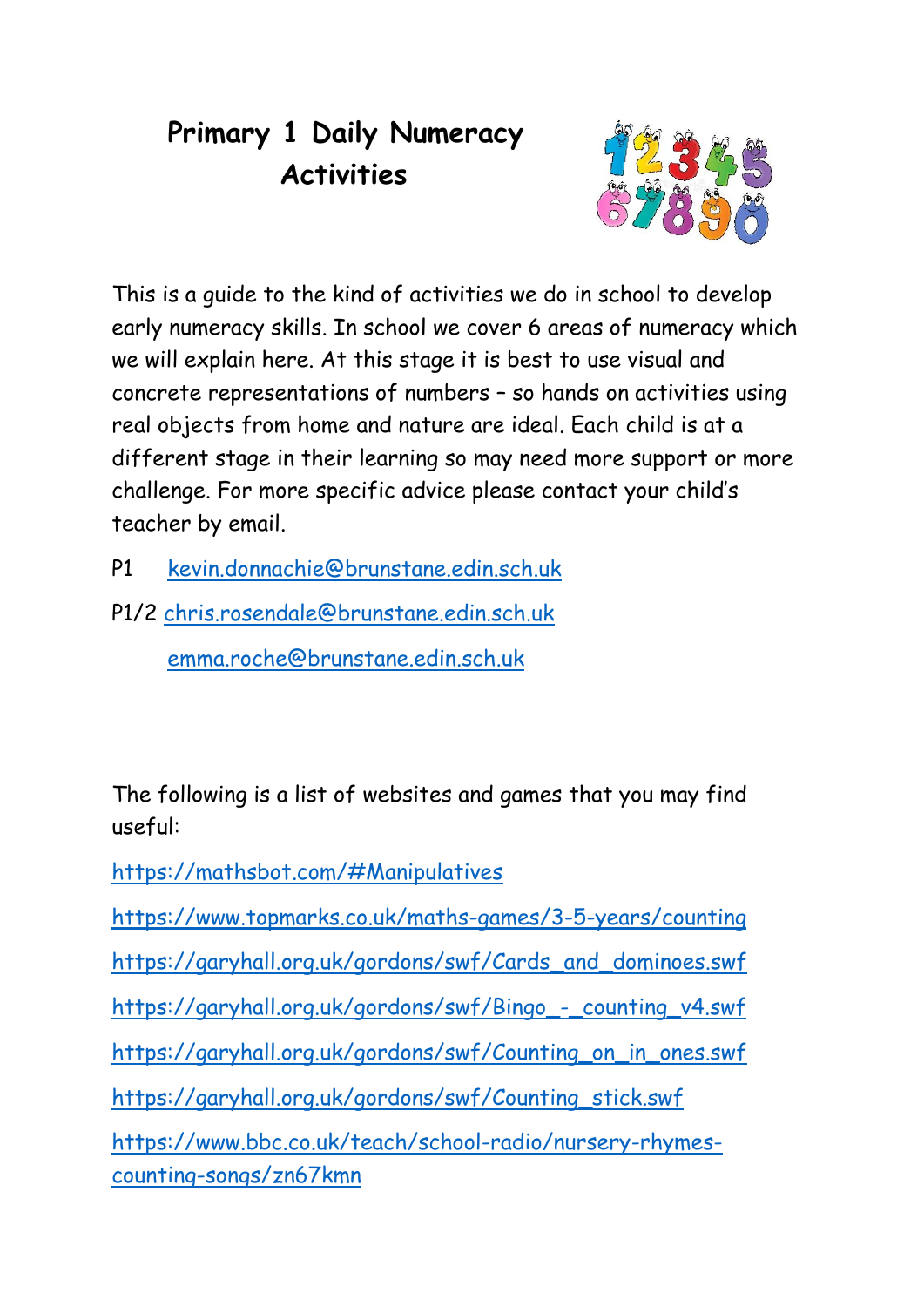# Primary 1 Daily Numeracy Activities

This is a guide to the kind of activities we do in school to develop early numeracy skills. In school we cover 6 areas of numeracy which we will explain here. At this stage it is best to use visual and concrete representations of numbers – so hands on activities using real objects from home and nature are ideal. Each child is at a different stage in their learning so may need more support or more challenge. For more specific advice please contact your child's teacher by email.

P1 kevin.donnachie@brunstane.edin.sch.uk

P1/2 chris.rosendale@brunstane.edin.sch.uk

emma.roche@brunstane.edin.sch.uk

The following is a list of websites and games that you may find useful:

https://mathsbot.com/#Manipulatives

https://www.topmarks.co.uk/maths-games/3-5-years/counting

https://garyhall.org.uk/gordons/swf/Cards_and_dominoes.swf

https://garyhall.org.uk/gordons/swf/Bingo_-_counting_v4.swf

https://garyhall.org.uk/gordons/swf/Counting_on_in_ones.swf

https://garyhall.org.uk/gordons/swf/Counting_stick.swf

https://www.bbc.co.uk/teach/school-radio/nursery-rhymes-counting-songs/zn67kmn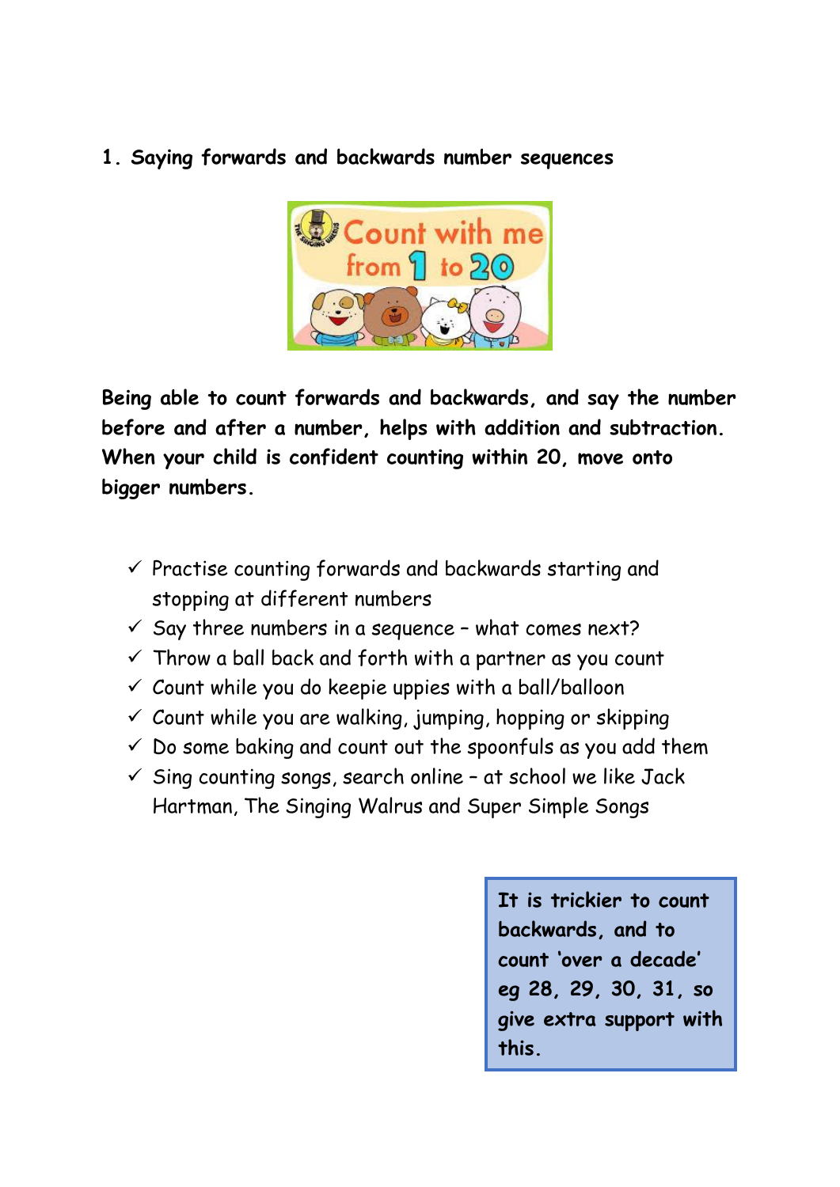## 1. Saying forwards and backwards number sequences

**Being able to count forwards and backwards, and say the number before and after a number, helps with addition and subtraction. When your child is confident counting within 20, move onto bigger numbers.**

- ✓ Practise counting forwards and backwards starting and stopping at different numbers
- ✓ Say three numbers in a sequence – what comes next?
- ✓ Throw a ball back and forth with a partner as you count
- ✓ Count while you do keepie uppies with a ball/balloon
- ✓ Count while you are walking, jumping, hopping or skipping
- ✓ Do some baking and count out the spoonfuls as you add them
- ✓ Sing counting songs, search online – at school we like Jack Hartman, The Singing Walrus and Super Simple Songs

**It is trickier to count backwards, and to count 'over a decade' eg 28, 29, 30, 31, so give extra support with this.**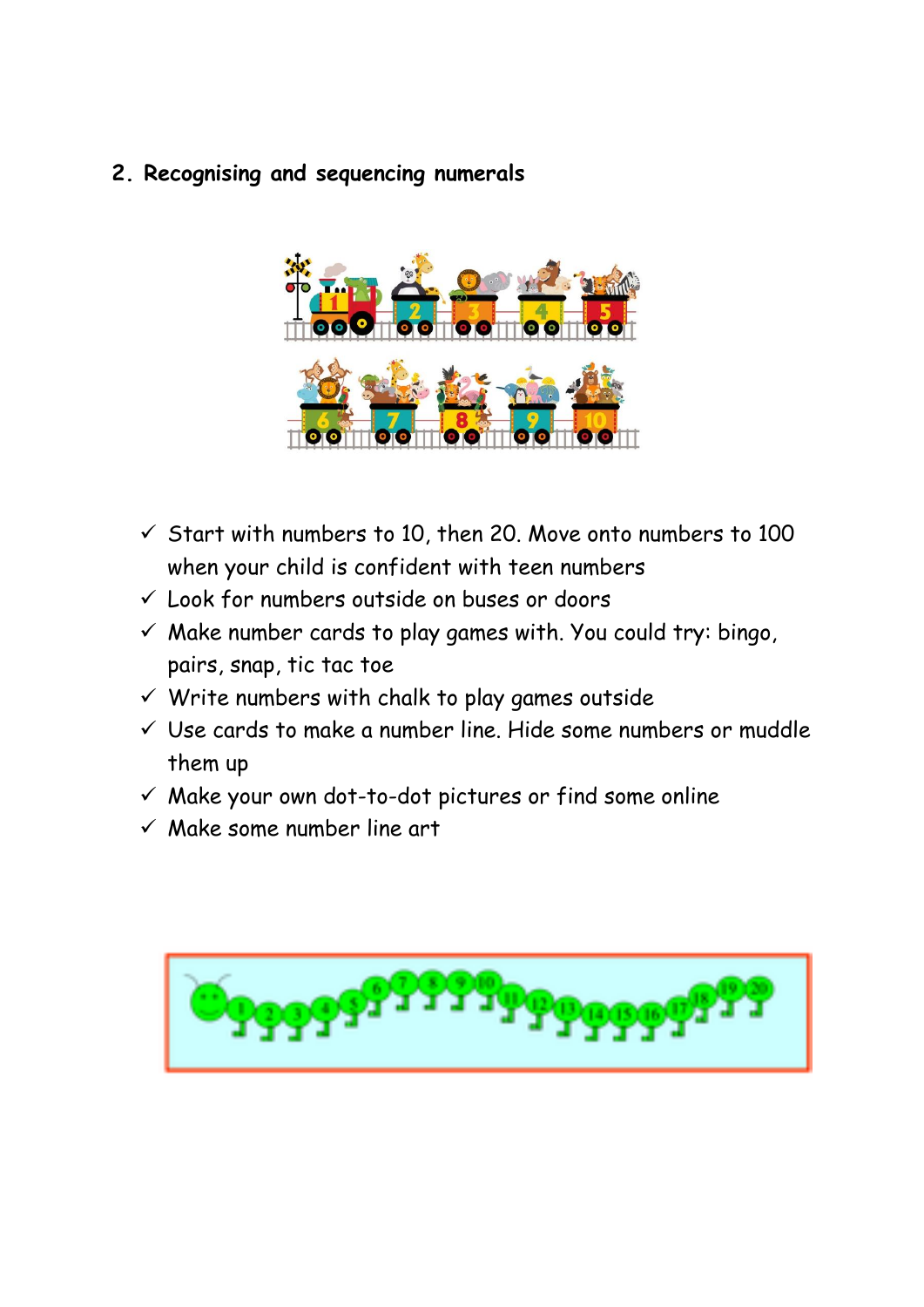## 2. Recognising and sequencing numerals

- ✓ Start with numbers to 10, then 20. Move onto numbers to 100 when your child is confident with teen numbers
- ✓ Look for numbers outside on buses or doors
- ✓ Make number cards to play games with. You could try: bingo, pairs, snap, tic tac toe
- ✓ Write numbers with chalk to play games outside
- ✓ Use cards to make a number line. Hide some numbers or muddle them up
- ✓ Make your own dot-to-dot pictures or find some online
- ✓ Make some number line art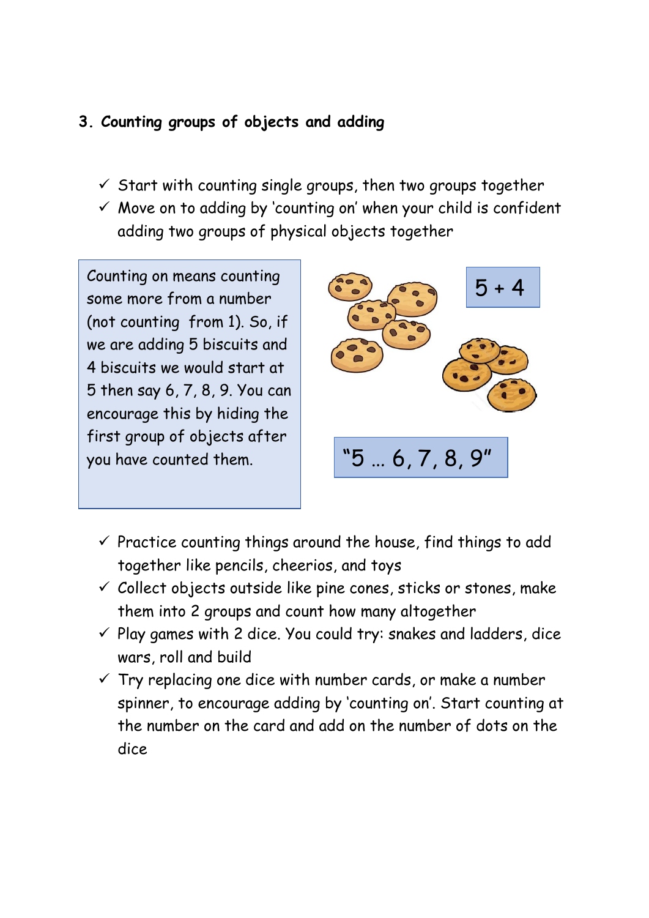### 3. Counting groups of objects and adding

- ✓ Start with counting single groups, then two groups together
- ✓ Move on to adding by 'counting on' when your child is confident adding two groups of physical objects together

Counting on means counting some more from a number (not counting from 1). So, if we are adding 5 biscuits and 4 biscuits we would start at 5 then say 6, 7, 8, 9. You can encourage this by hiding the first group of objects after you have counted them.

5 + 4

"5 … 6, 7, 8, 9"

- ✓ Practice counting things around the house, find things to add together like pencils, cheerios, and toys
- ✓ Collect objects outside like pine cones, sticks or stones, make them into 2 groups and count how many altogether
- ✓ Play games with 2 dice. You could try: snakes and ladders, dice wars, roll and build
- ✓ Try replacing one dice with number cards, or make a number spinner, to encourage adding by 'counting on'. Start counting at the number on the card and add on the number of dots on the dice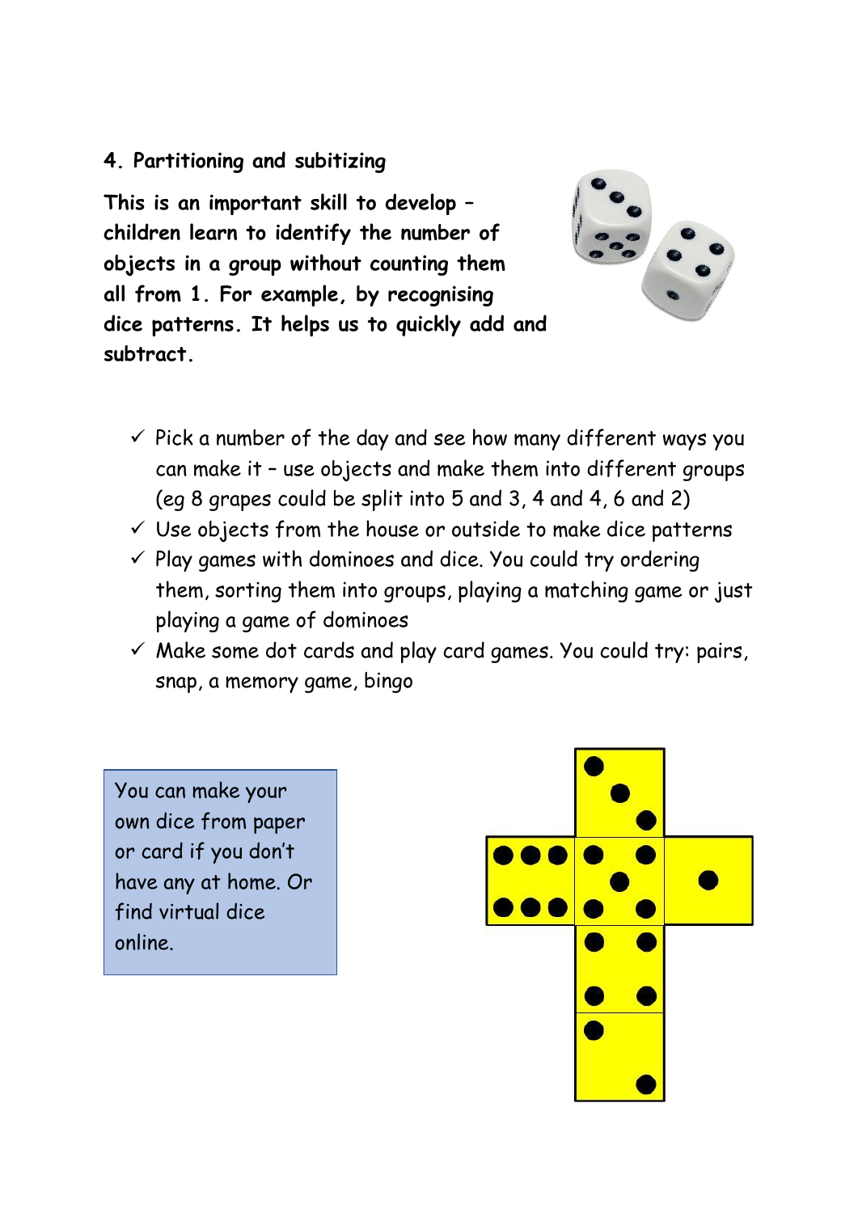### 4. Partitioning and subitizing

**This is an important skill to develop – children learn to identify the number of objects in a group without counting them all from 1. For example, by recognising dice patterns. It helps us to quickly add and subtract.**

- ✓ Pick a number of the day and see how many different ways you can make it – use objects and make them into different groups (eg 8 grapes could be split into 5 and 3, 4 and 4, 6 and 2)
- ✓ Use objects from the house or outside to make dice patterns
- ✓ Play games with dominoes and dice. You could try ordering them, sorting them into groups, playing a matching game or just playing a game of dominoes
- ✓ Make some dot cards and play card games. You could try: pairs, snap, a memory game, bingo

You can make your own dice from paper or card if you don't have any at home. Or find virtual dice online.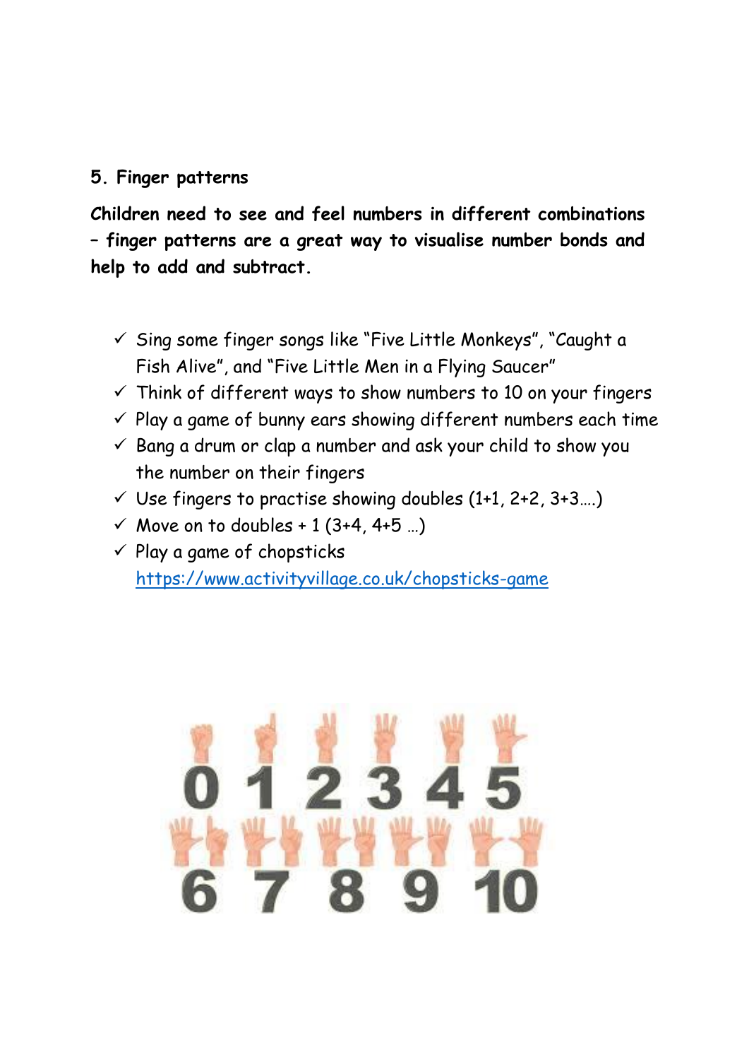## 5. Finger patterns

**Children need to see and feel numbers in different combinations – finger patterns are a great way to visualise number bonds and help to add and subtract.**

- ✓ Sing some finger songs like "Five Little Monkeys", "Caught a Fish Alive", and "Five Little Men in a Flying Saucer"
- ✓ Think of different ways to show numbers to 10 on your fingers
- ✓ Play a game of bunny ears showing different numbers each time
- ✓ Bang a drum or clap a number and ask your child to show you the number on their fingers
- ✓ Use fingers to practise showing doubles (1+1, 2+2, 3+3….)
- ✓ Move on to doubles + 1 (3+4, 4+5 …)
- ✓ Play a game of chopsticks [https://www.activityvillage.co.uk/chopsticks-game](https://www.activityvillage.co.uk/chopsticks-game)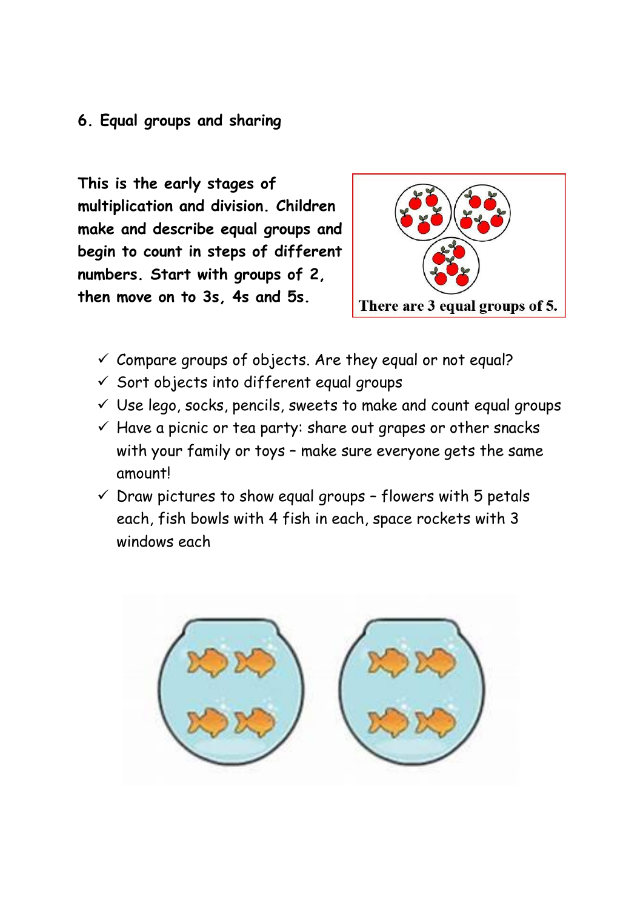## 6. Equal groups and sharing

**This is the early stages of multiplication and division. Children make and describe equal groups and begin to count in steps of different numbers. Start with groups of 2, then move on to 3s, 4s and 5s.**

There are 3 equal groups of 5.

- ✓ Compare groups of objects. Are they equal or not equal?
- ✓ Sort objects into different equal groups
- ✓ Use lego, socks, pencils, sweets to make and count equal groups
- ✓ Have a picnic or tea party: share out grapes or other snacks with your family or toys – make sure everyone gets the same amount!
- ✓ Draw pictures to show equal groups – flowers with 5 petals each, fish bowls with 4 fish in each, space rockets with 3 windows each